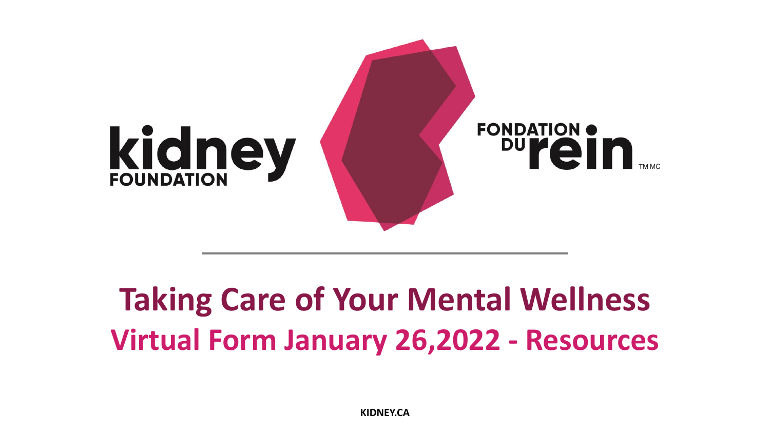kidney FOUNDATION

FONDATION DU rein

# Taking Care of Your Mental Wellness

## Virtual Form January 26,2022 - Resources

KIDNEY.CA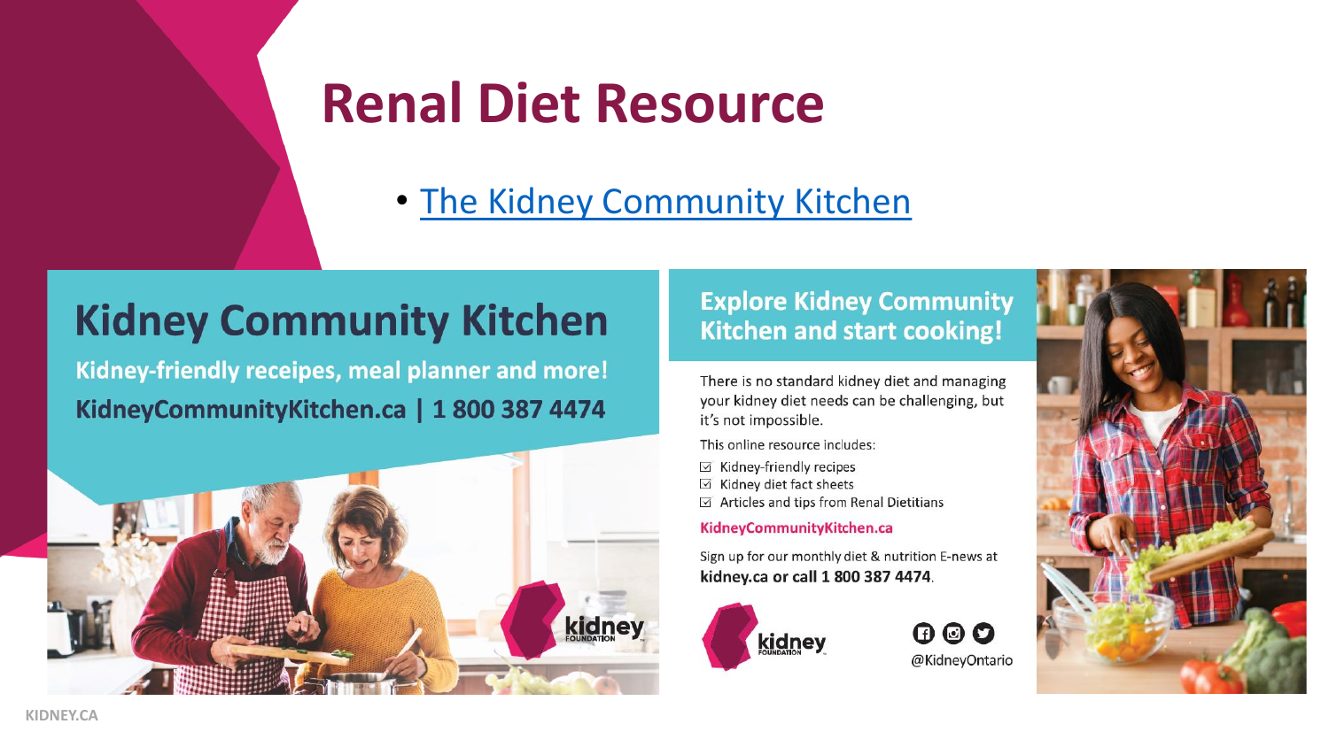# Renal Diet Resource

- [The Kidney Community Kitchen]

## Kidney Community Kitchen

**Kidney-friendly receipes, meal planner and more!**

**KidneyCommunityKitchen.ca | 1 800 387 4474**

## Explore Kidney Community Kitchen and start cooking!

There is no standard kidney diet and managing your kidney diet needs can be challenging, but it's not impossible.

This online resource includes:

- ☑ Kidney-friendly recipes
- ☑ Kidney diet fact sheets
- ☑ Articles and tips from Renal Dietitians

**KidneyCommunityKitchen.ca**

Sign up for our monthly diet & nutrition E-news at **kidney.ca or call 1 800 387 4474**.

kidney FOUNDATION

@KidneyOntario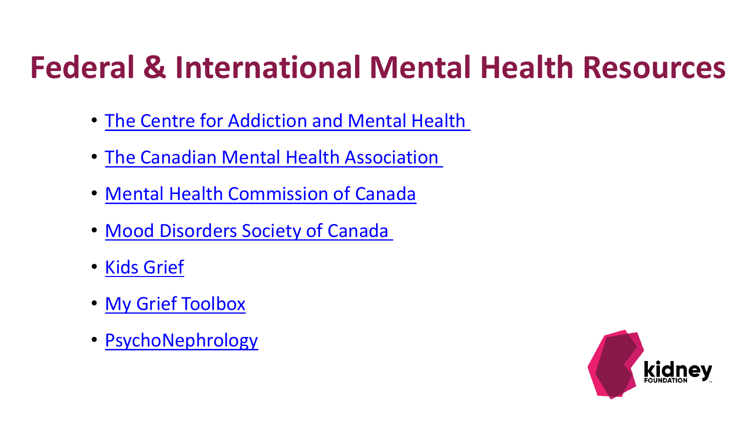# Federal & International Mental Health Resources

- The Centre for Addiction and Mental Health
- The Canadian Mental Health Association
- Mental Health Commission of Canada
- Mood Disorders Society of Canada
- Kids Grief
- My Grief Toolbox
- PsychoNephrology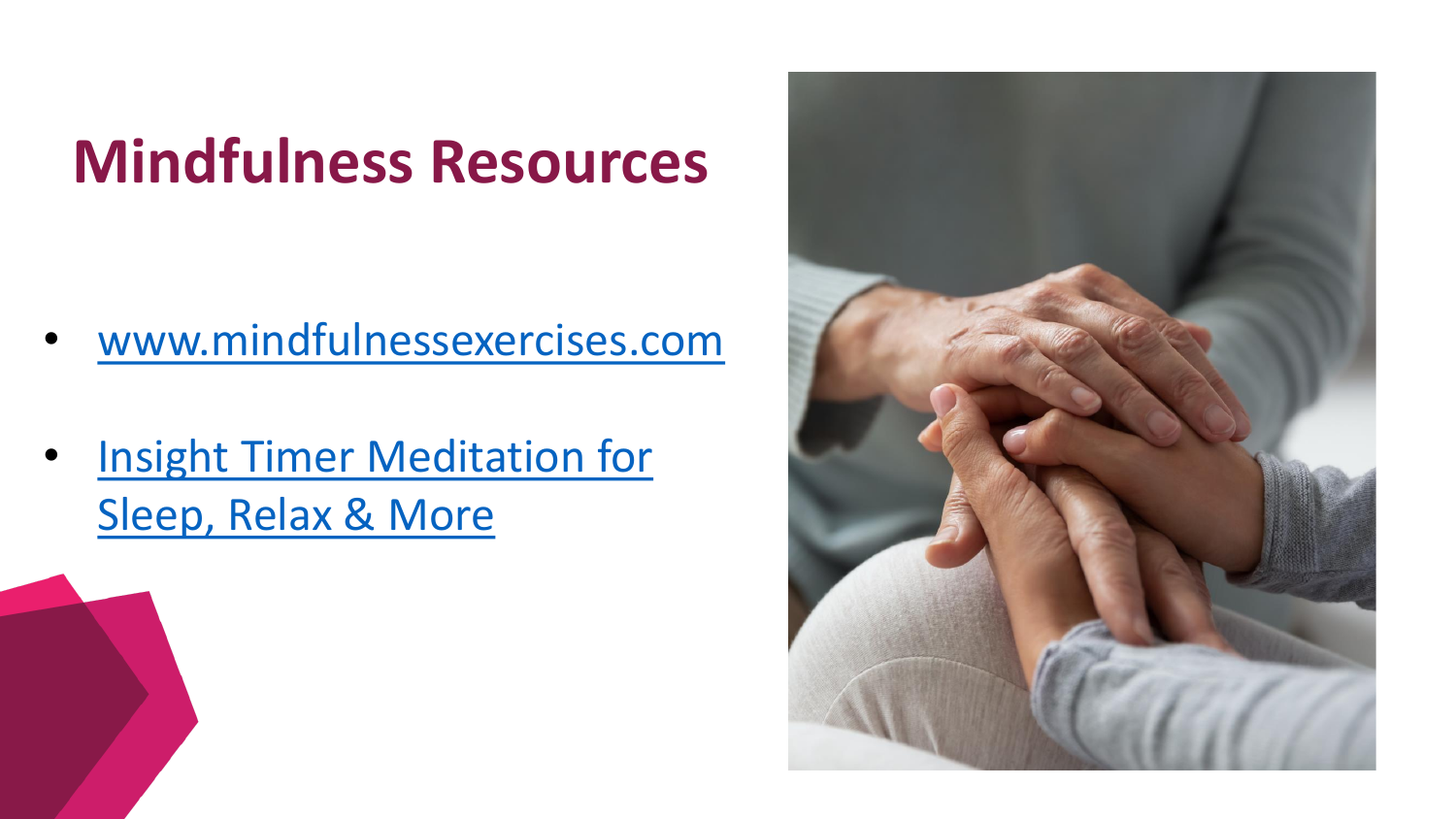# Mindfulness Resources

- www.mindfulnessexercises.com
- Insight Timer Meditation for Sleep, Relax & More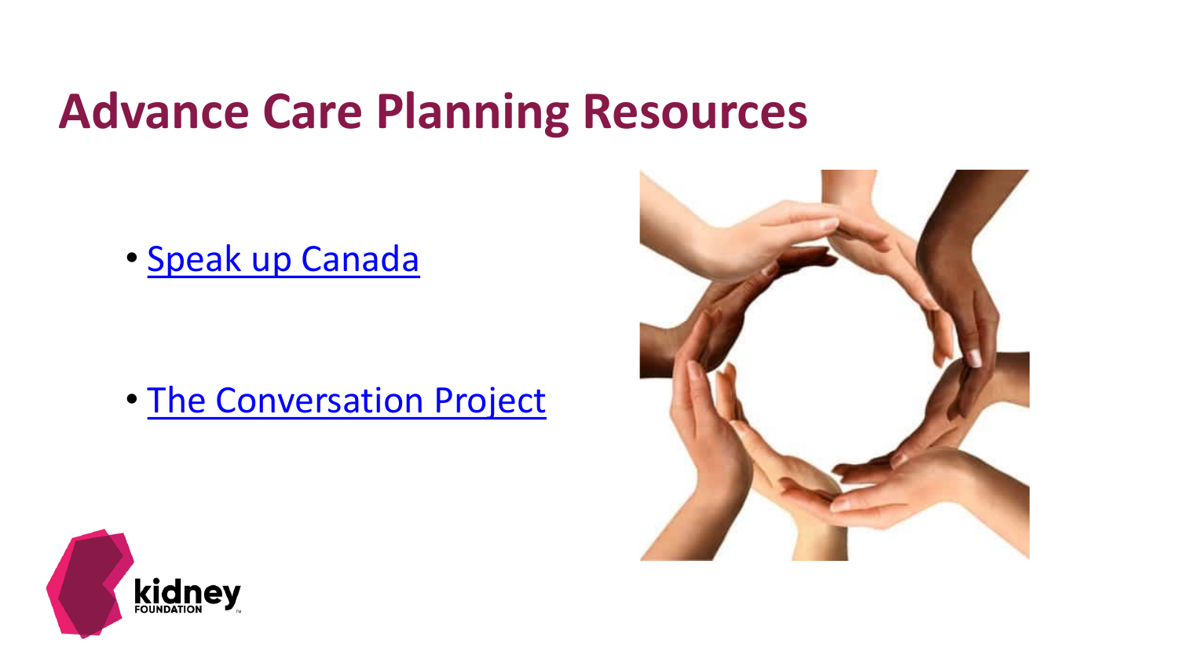# Advance Care Planning Resources

- Speak up Canada
- The Conversation Project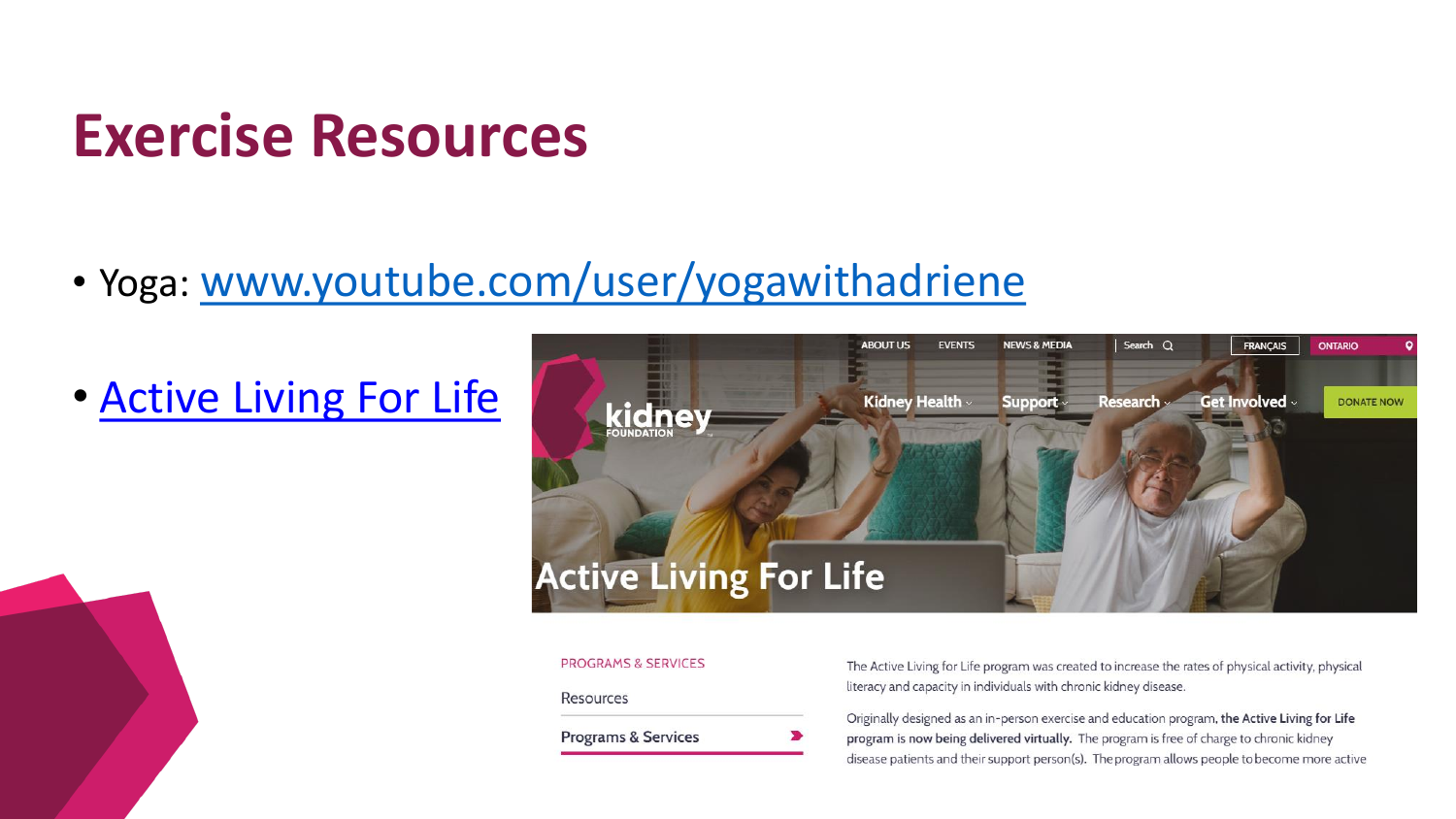# Exercise Resources

- Yoga: [www.youtube.com/user/yogawithadriene](http://www.youtube.com/user/yogawithadriene)
- Active Living For Life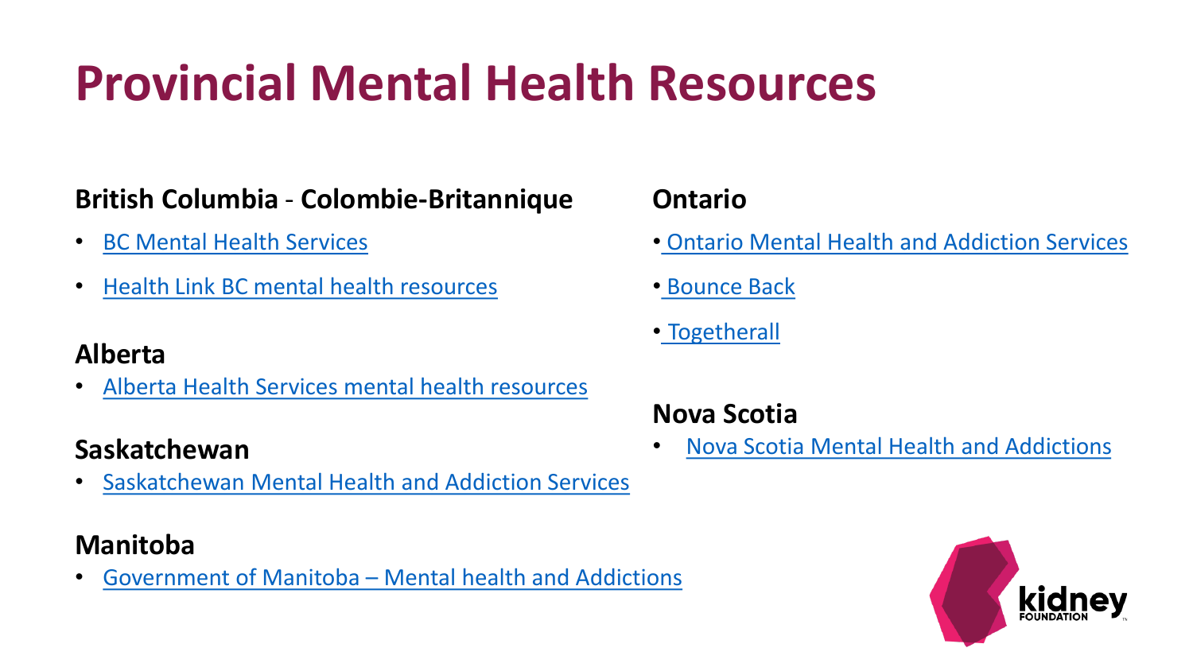# Provincial Mental Health Resources

## British Columbia - Colombie-Britannique

- BC Mental Health Services
- Health Link BC mental health resources

## Alberta

- Alberta Health Services mental health resources

## Saskatchewan

- Saskatchewan Mental Health and Addiction Services

## Manitoba

- Government of Manitoba – Mental health and Addictions

## Ontario

- Ontario Mental Health and Addiction Services
- Bounce Back
- Togetherall

## Nova Scotia

- Nova Scotia Mental Health and Addictions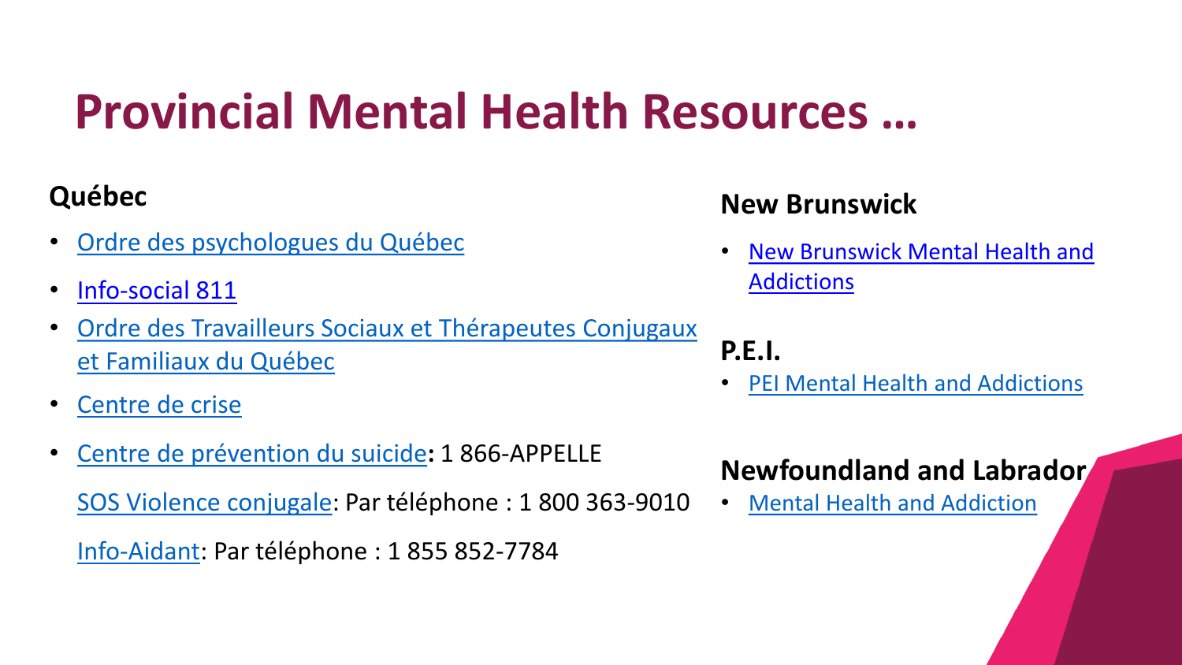# Provincial Mental Health Resources …

## Québec

- Ordre des psychologues du Québec
- Info-social 811
- Ordre des Travailleurs Sociaux et Thérapeutes Conjugaux et Familiaux du Québec
- Centre de crise
- Centre de prévention du suicide**:** 1 866-APPELLE

  SOS Violence conjugale: Par téléphone : 1 800 363-9010

  Info-Aidant: Par téléphone : 1 855 852-7784

## New Brunswick

- New Brunswick Mental Health and Addictions

## P.E.I.

- PEI Mental Health and Addictions

## Newfoundland and Labrador

- Mental Health and Addiction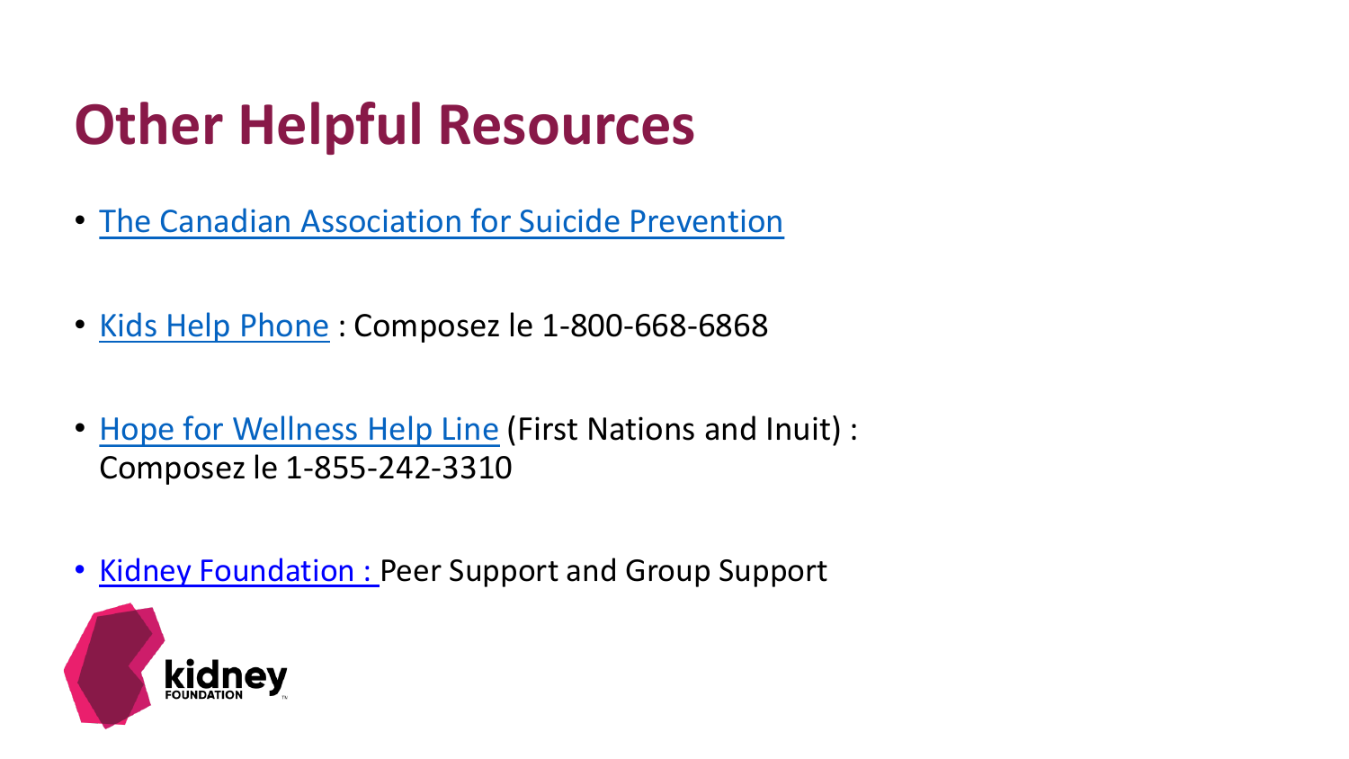# Other Helpful Resources

- The Canadian Association for Suicide Prevention
- Kids Help Phone : Composez le 1-800-668-6868
- Hope for Wellness Help Line (First Nations and Inuit) : Composez le 1-855-242-3310
- Kidney Foundation : Peer Support and Group Support